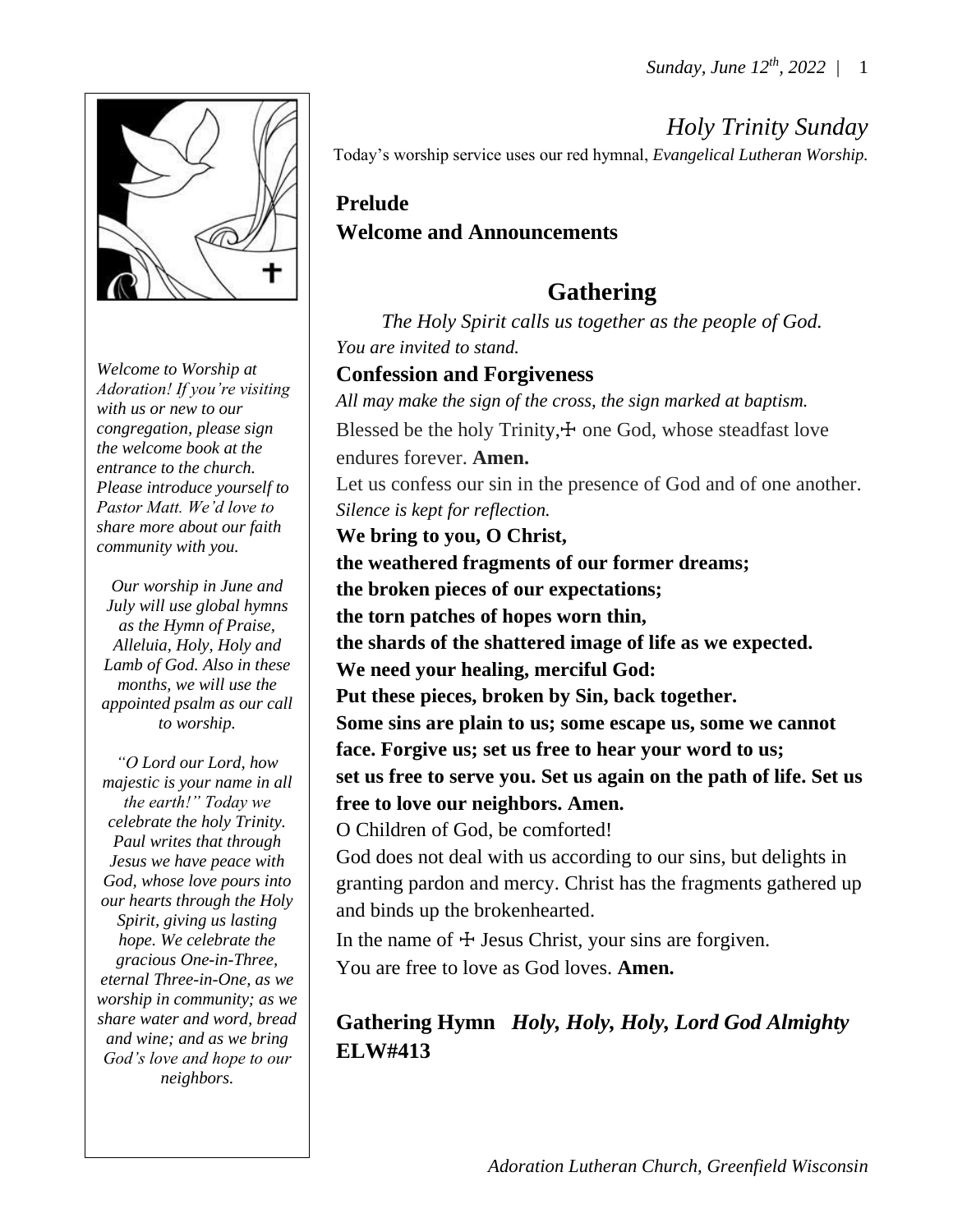# *Holy Trinity Sunday*

Today's worship service uses our red hymnal, *Evangelical Lutheran Worship.*

*Welcome to Worship at Adoration! If you're visiting with us or new to our congregation, please sign the welcome book at the entrance to the church. Please introduce yourself to Pastor Matt. We'd love to share more about our faith community with you.*

*Our worship in June and July will use global hymns as the Hymn of Praise, Alleluia, Holy, Holy and Lamb of God. Also in these months, we will use the appointed psalm as our call to worship.*

*"O Lord our Lord, how majestic is your name in all the earth!" Today we celebrate the holy Trinity. Paul writes that through Jesus we have peace with God, whose love pours into our hearts through the Holy Spirit, giving us lasting hope. We celebrate the gracious One-in-Three, eternal Three-in-One, as we worship in community; as we share water and word, bread and wine; and as we bring God's love and hope to our neighbors.*

**Prelude**

**Welcome and Announcements**

## Gathering

*The Holy Spirit calls us together as the people of God.*

*You are invited to stand.*

### Confession and Forgiveness

*All may make the sign of the cross, the sign marked at baptism.*

Blessed be the holy Trinity,☩ one God, whose steadfast love endures forever. **Amen.**

Let us confess our sin in the presence of God and of one another.

*Silence is kept for reflection.*

**We bring to you, O Christ,**
**the weathered fragments of our former dreams;**
**the broken pieces of our expectations;**
**the torn patches of hopes worn thin,**
**the shards of the shattered image of life as we expected.**
**We need your healing, merciful God:**
**Put these pieces, broken by Sin, back together.**
**Some sins are plain to us; some escape us, some we cannot face. Forgive us; set us free to hear your word to us;**
**set us free to serve you. Set us again on the path of life. Set us free to love our neighbors. Amen.**

O Children of God, be comforted!

God does not deal with us according to our sins, but delights in granting pardon and mercy. Christ has the fragments gathered up and binds up the brokenhearted.

In the name of ☩ Jesus Christ, your sins are forgiven.

You are free to love as God loves. **Amen.**

### Gathering Hymn *Holy, Holy, Holy, Lord God Almighty* ELW#413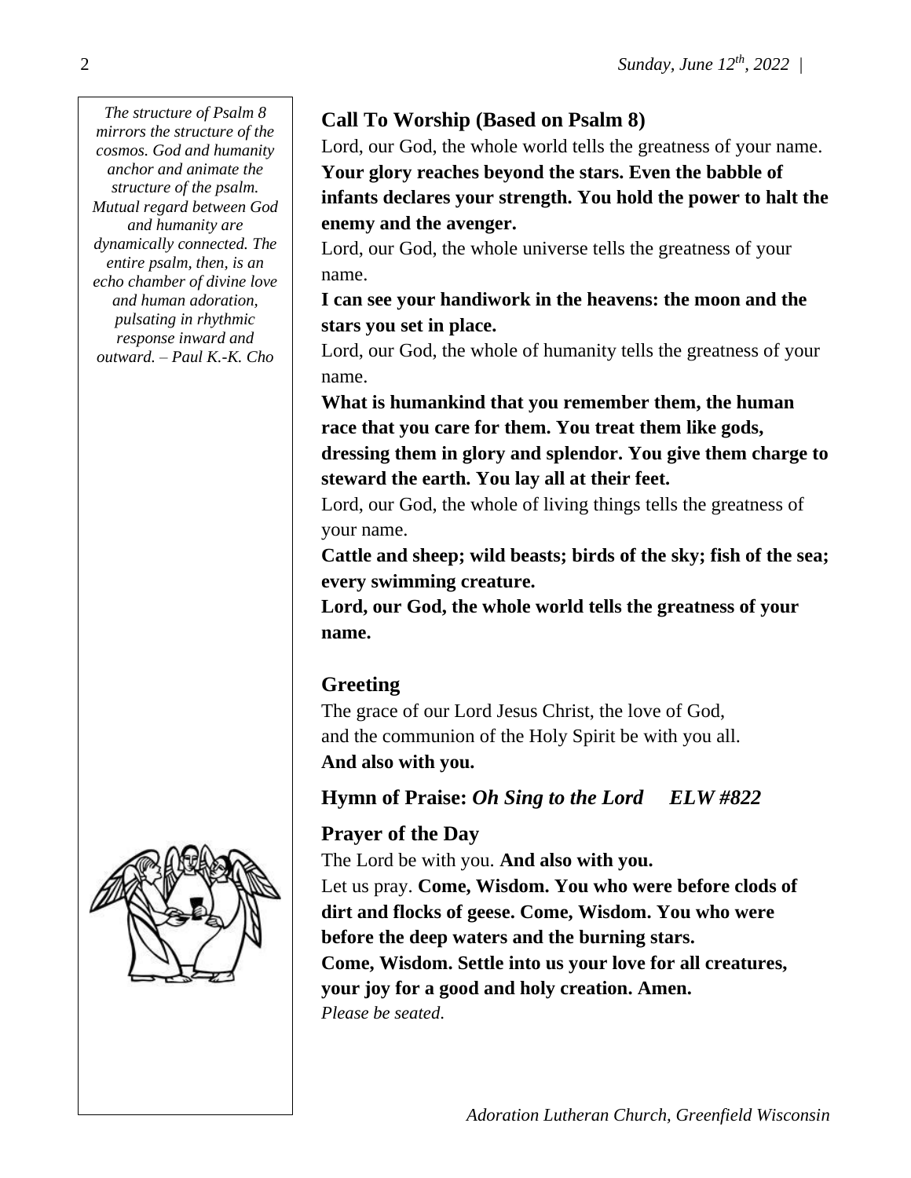*The structure of Psalm 8 mirrors the structure of the cosmos. God and humanity anchor and animate the structure of the psalm. Mutual regard between God and humanity are dynamically connected. The entire psalm, then, is an echo chamber of divine love and human adoration, pulsating in rhythmic response inward and outward. – Paul K.-K. Cho*

## Call To Worship (Based on Psalm 8)

Lord, our God, the whole world tells the greatness of your name.
**Your glory reaches beyond the stars. Even the babble of infants declares your strength. You hold the power to halt the enemy and the avenger.**
Lord, our God, the whole universe tells the greatness of your name.
**I can see your handiwork in the heavens: the moon and the stars you set in place.**
Lord, our God, the whole of humanity tells the greatness of your name.
**What is humankind that you remember them, the human race that you care for them. You treat them like gods, dressing them in glory and splendor. You give them charge to steward the earth. You lay all at their feet.**
Lord, our God, the whole of living things tells the greatness of your name.
**Cattle and sheep; wild beasts; birds of the sky; fish of the sea; every swimming creature.**
**Lord, our God, the whole world tells the greatness of your name.**

## Greeting

The grace of our Lord Jesus Christ, the love of God,
and the communion of the Holy Spirit be with you all.
**And also with you.**

## Hymn of Praise: *Oh Sing to the Lord ELW #822*

## Prayer of the Day

The Lord be with you. **And also with you.**
Let us pray. **Come, Wisdom. You who were before clods of dirt and flocks of geese. Come, Wisdom. You who were before the deep waters and the burning stars.**
**Come, Wisdom. Settle into us your love for all creatures, your joy for a good and holy creation. Amen.**
*Please be seated.*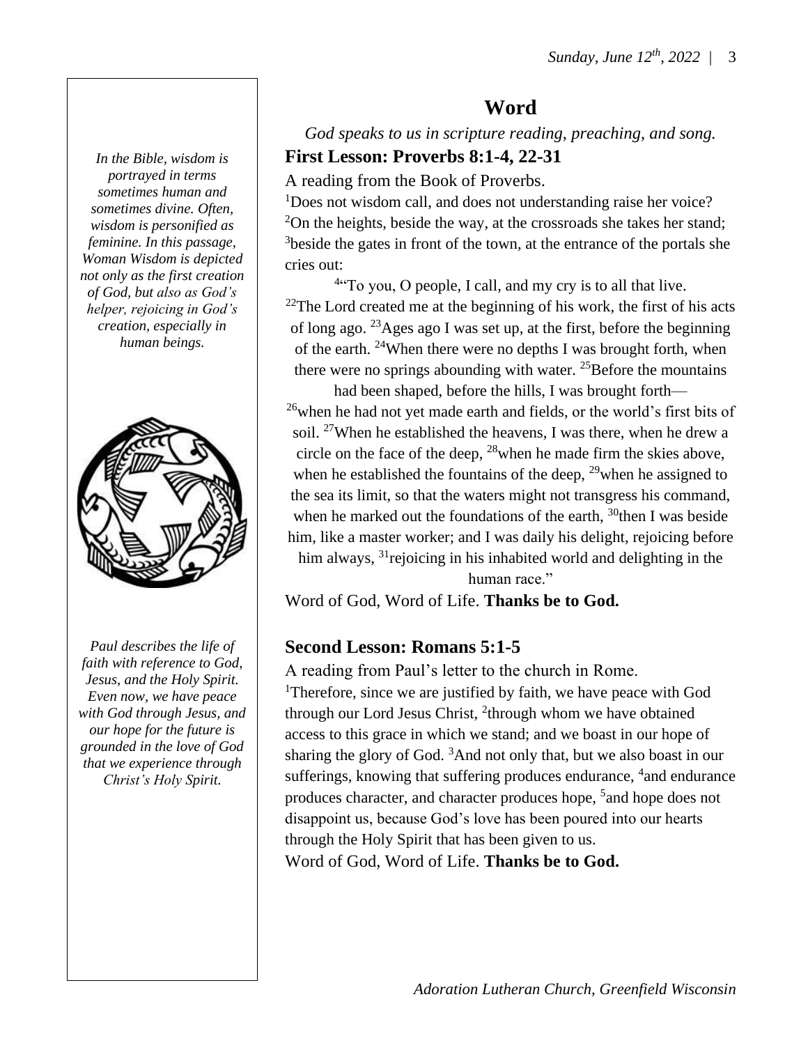## Word

*God speaks to us in scripture reading, preaching, and song.*

*In the Bible, wisdom is portrayed in terms sometimes human and sometimes divine. Often, wisdom is personified as feminine. In this passage, Woman Wisdom is depicted not only as the first creation of God, but also as God's helper, rejoicing in God's creation, especially in human beings.*

### First Lesson: Proverbs 8:1-4, 22-31

A reading from the Book of Proverbs.

[1]Does not wisdom call, and does not understanding raise her voice? [2]On the heights, beside the way, at the crossroads she takes her stand; [3]beside the gates in front of the town, at the entrance of the portals she cries out:

[4]"To you, O people, I call, and my cry is to all that live. [22]The Lord created me at the beginning of his work, the first of his acts of long ago. [23]Ages ago I was set up, at the first, before the beginning of the earth. [24]When there were no depths I was brought forth, when there were no springs abounding with water. [25]Before the mountains had been shaped, before the hills, I was brought forth— [26]when he had not yet made earth and fields, or the world's first bits of soil. [27]When he established the heavens, I was there, when he drew a circle on the face of the deep, [28]when he made firm the skies above, when he established the fountains of the deep, [29]when he assigned to the sea its limit, so that the waters might not transgress his command, when he marked out the foundations of the earth, [30]then I was beside him, like a master worker; and I was daily his delight, rejoicing before him always, [31]rejoicing in his inhabited world and delighting in the human race."

Word of God, Word of Life. **Thanks be to God.**

*Paul describes the life of faith with reference to God, Jesus, and the Holy Spirit. Even now, we have peace with God through Jesus, and our hope for the future is grounded in the love of God that we experience through Christ's Holy Spirit.*

### Second Lesson: Romans 5:1-5

A reading from Paul's letter to the church in Rome.

[1]Therefore, since we are justified by faith, we have peace with God through our Lord Jesus Christ, [2]through whom we have obtained access to this grace in which we stand; and we boast in our hope of sharing the glory of God. [3]And not only that, but we also boast in our sufferings, knowing that suffering produces endurance, [4]and endurance produces character, and character produces hope, [5]and hope does not disappoint us, because God's love has been poured into our hearts through the Holy Spirit that has been given to us.

Word of God, Word of Life. **Thanks be to God.**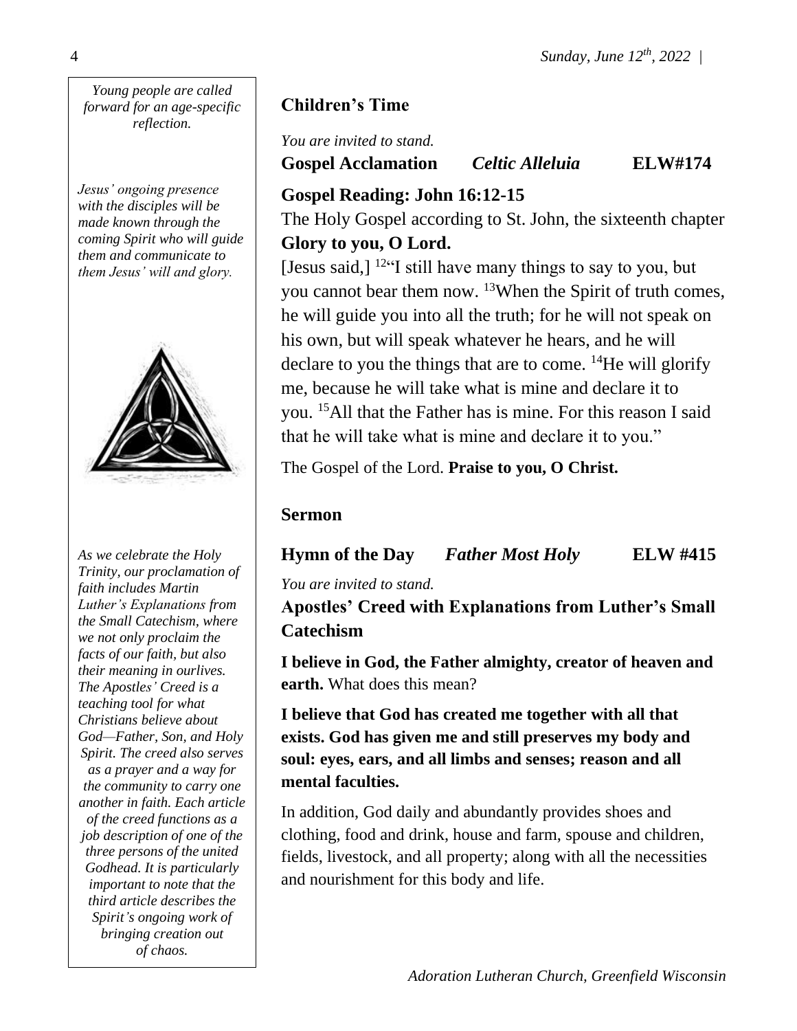*Young people are called forward for an age-specific reflection.*

*Jesus' ongoing presence with the disciples will be made known through the coming Spirit who will guide them and communicate to them Jesus' will and glory.*

*As we celebrate the Holy Trinity, our proclamation of faith includes Martin Luther's Explanations from the Small Catechism, where we not only proclaim the facts of our faith, but also their meaning in ourlives. The Apostles' Creed is a teaching tool for what Christians believe about God—Father, Son, and Holy Spirit. The creed also serves as a prayer and a way for the community to carry one another in faith. Each article of the creed functions as a job description of one of the three persons of the united Godhead. It is particularly important to note that the third article describes the Spirit's ongoing work of bringing creation out of chaos.*

### Children's Time

*You are invited to stand.*

**Gospel Acclamation** ***Celtic Alleluia*** **ELW#174**

### Gospel Reading: John 16:12-15

The Holy Gospel according to St. John, the sixteenth chapter

**Glory to you, O Lord.**

[Jesus said,] [12]"I still have many things to say to you, but you cannot bear them now. [13]When the Spirit of truth comes, he will guide you into all the truth; for he will not speak on his own, but will speak whatever he hears, and he will declare to you the things that are to come. [14]He will glorify me, because he will take what is mine and declare it to you. [15]All that the Father has is mine. For this reason I said that he will take what is mine and declare it to you."

The Gospel of the Lord. **Praise to you, O Christ.**

### Sermon

**Hymn of the Day** ***Father Most Holy*** **ELW #415**

*You are invited to stand.*

### Apostles' Creed with Explanations from Luther's Small Catechism

**I believe in God, the Father almighty, creator of heaven and earth.** What does this mean?

**I believe that God has created me together with all that exists. God has given me and still preserves my body and soul: eyes, ears, and all limbs and senses; reason and all mental faculties.**

In addition, God daily and abundantly provides shoes and clothing, food and drink, house and farm, spouse and children, fields, livestock, and all property; along with all the necessities and nourishment for this body and life.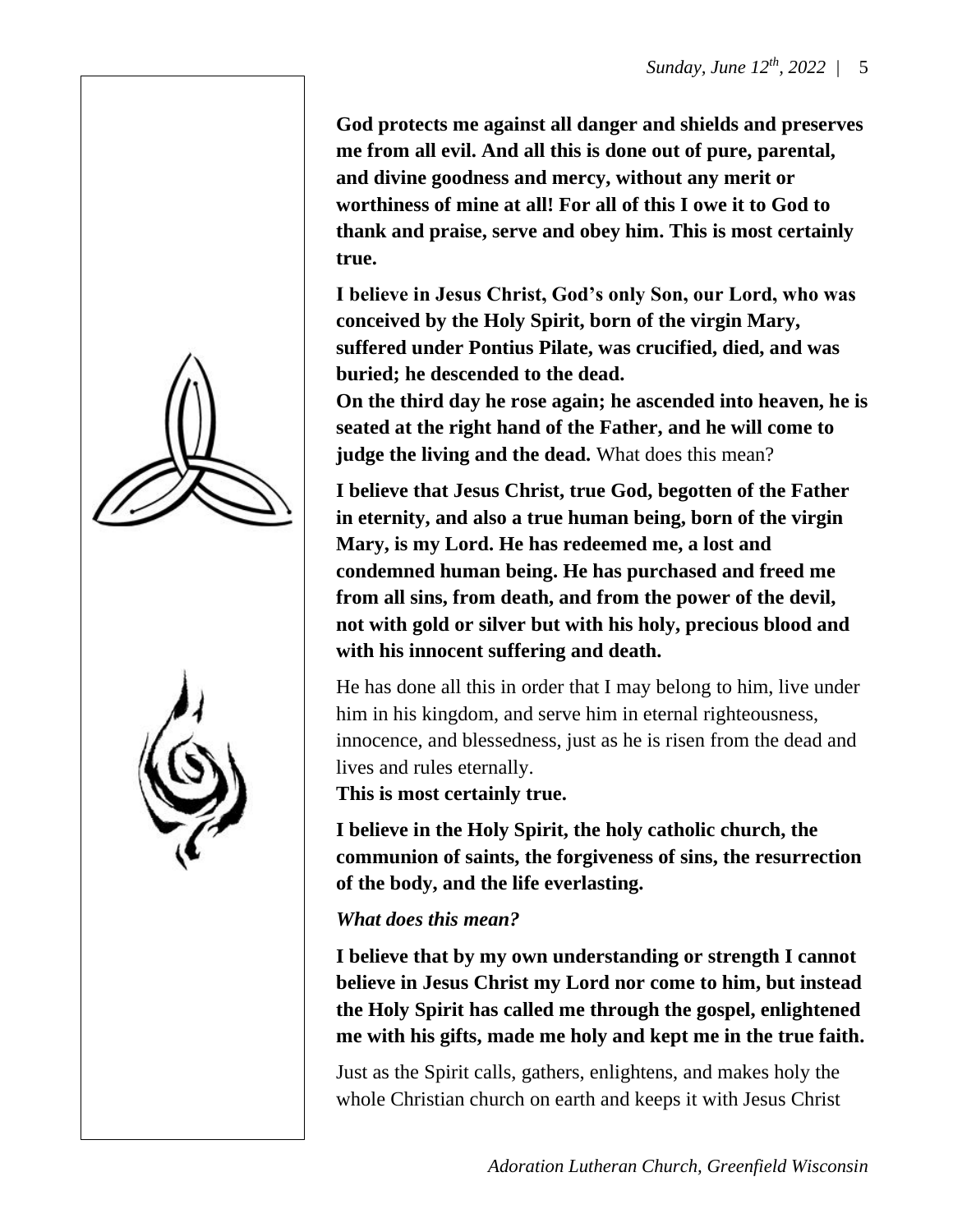**God protects me against all danger and shields and preserves me from all evil. And all this is done out of pure, parental, and divine goodness and mercy, without any merit or worthiness of mine at all! For all of this I owe it to God to thank and praise, serve and obey him. This is most certainly true.**

**I believe in Jesus Christ, God's only Son, our Lord, who was conceived by the Holy Spirit, born of the virgin Mary, suffered under Pontius Pilate, was crucified, died, and was buried; he descended to the dead.**
**On the third day he rose again; he ascended into heaven, he is seated at the right hand of the Father, and he will come to judge the living and the dead.** What does this mean?

**I believe that Jesus Christ, true God, begotten of the Father in eternity, and also a true human being, born of the virgin Mary, is my Lord. He has redeemed me, a lost and condemned human being. He has purchased and freed me from all sins, from death, and from the power of the devil, not with gold or silver but with his holy, precious blood and with his innocent suffering and death.**

He has done all this in order that I may belong to him, live under him in his kingdom, and serve him in eternal righteousness, innocence, and blessedness, just as he is risen from the dead and lives and rules eternally.
**This is most certainly true.**

**I believe in the Holy Spirit, the holy catholic church, the communion of saints, the forgiveness of sins, the resurrection of the body, and the life everlasting.**

***What does this mean?***

**I believe that by my own understanding or strength I cannot believe in Jesus Christ my Lord nor come to him, but instead the Holy Spirit has called me through the gospel, enlightened me with his gifts, made me holy and kept me in the true faith.**

Just as the Spirit calls, gathers, enlightens, and makes holy the whole Christian church on earth and keeps it with Jesus Christ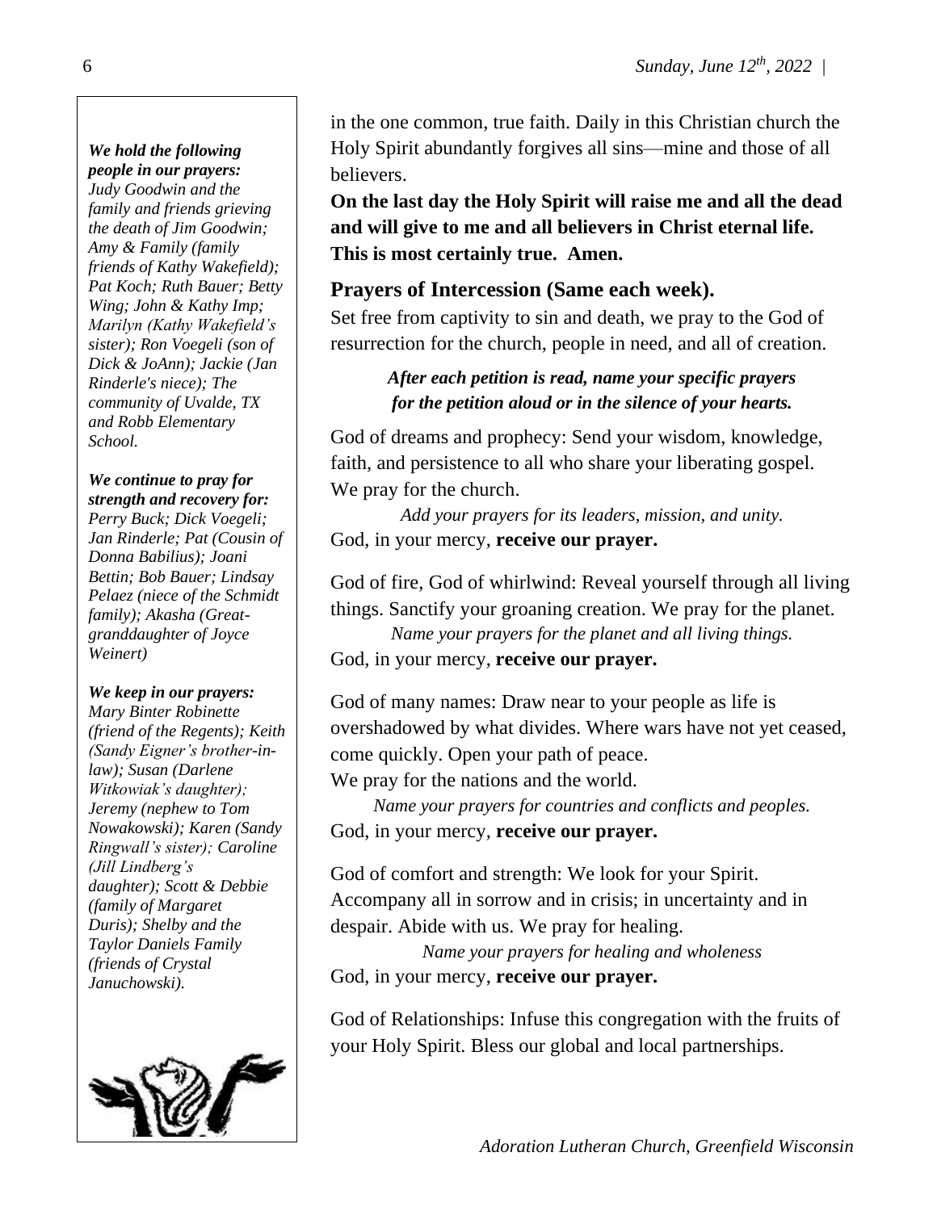*We hold the following people in our prayers:*
*Judy Goodwin and the family and friends grieving the death of Jim Goodwin; Amy & Family (family friends of Kathy Wakefield); Pat Koch; Ruth Bauer; Betty Wing; John & Kathy Imp; Marilyn (Kathy Wakefield's sister); Ron Voegeli (son of Dick & JoAnn); Jackie (Jan Rinderle's niece); The community of Uvalde, TX and Robb Elementary School.*

*We continue to pray for strength and recovery for:*
*Perry Buck; Dick Voegeli; Jan Rinderle; Pat (Cousin of Donna Babilius); Joani Bettin; Bob Bauer; Lindsay Pelaez (niece of the Schmidt family); Akasha (Great-granddaughter of Joyce Weinert)*

*We keep in our prayers:*
*Mary Binter Robinette (friend of the Regents); Keith (Sandy Eigner's brother-in-law); Susan (Darlene Witkowiak's daughter); Jeremy (nephew to Tom Nowakowski); Karen (Sandy Ringwall's sister); Caroline (Jill Lindberg's daughter); Scott & Debbie (family of Margaret Duris); Shelby and the Taylor Daniels Family (friends of Crystal Januchowski).*

in the one common, true faith. Daily in this Christian church the Holy Spirit abundantly forgives all sins—mine and those of all believers.

**On the last day the Holy Spirit will raise me and all the dead and will give to me and all believers in Christ eternal life. This is most certainly true. Amen.**

## Prayers of Intercession (Same each week).

Set free from captivity to sin and death, we pray to the God of resurrection for the church, people in need, and all of creation.

***After each petition is read, name your specific prayers for the petition aloud or in the silence of your hearts.***

God of dreams and prophecy: Send your wisdom, knowledge, faith, and persistence to all who share your liberating gospel. We pray for the church.

*Add your prayers for its leaders, mission, and unity.*

God, in your mercy, **receive our prayer.**

God of fire, God of whirlwind: Reveal yourself through all living things. Sanctify your groaning creation. We pray for the planet.

*Name your prayers for the planet and all living things.*

God, in your mercy, **receive our prayer.**

God of many names: Draw near to your people as life is overshadowed by what divides. Where wars have not yet ceased, come quickly. Open your path of peace.
We pray for the nations and the world.

*Name your prayers for countries and conflicts and peoples.*

God, in your mercy, **receive our prayer.**

God of comfort and strength: We look for your Spirit. Accompany all in sorrow and in crisis; in uncertainty and in despair. Abide with us. We pray for healing.

*Name your prayers for healing and wholeness*

God, in your mercy, **receive our prayer.**

God of Relationships: Infuse this congregation with the fruits of your Holy Spirit. Bless our global and local partnerships.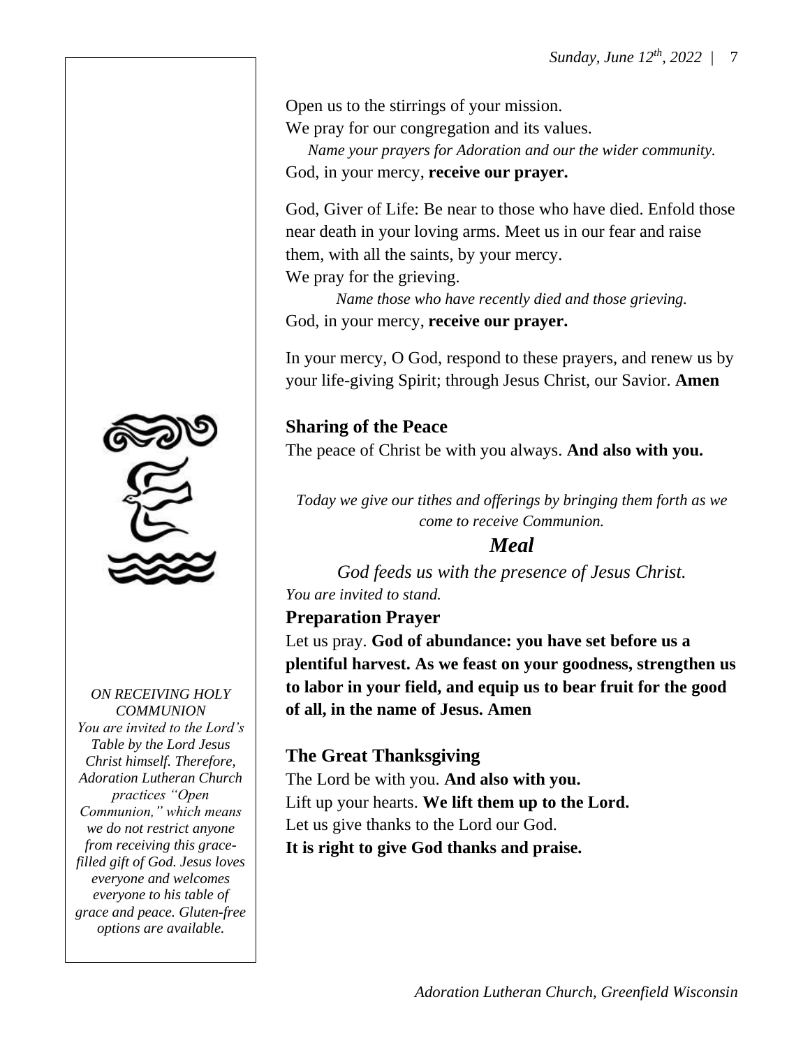Open us to the stirrings of your mission.
We pray for our congregation and its values.

*Name your prayers for Adoration and our the wider community.*

God, in your mercy, **receive our prayer.**

God, Giver of Life: Be near to those who have died. Enfold those near death in your loving arms. Meet us in our fear and raise them, with all the saints, by your mercy.
We pray for the grieving.

*Name those who have recently died and those grieving.*

God, in your mercy, **receive our prayer.**

In your mercy, O God, respond to these prayers, and renew us by your life-giving Spirit; through Jesus Christ, our Savior. **Amen**

### Sharing of the Peace

The peace of Christ be with you always. **And also with you.**

*Today we give our tithes and offerings by bringing them forth as we come to receive Communion.*

## *Meal*

*God feeds us with the presence of Jesus Christ.*

*You are invited to stand.*

### Preparation Prayer

Let us pray. **God of abundance: you have set before us a plentiful harvest. As we feast on your goodness, strengthen us to labor in your field, and equip us to bear fruit for the good of all, in the name of Jesus. Amen**

### The Great Thanksgiving

The Lord be with you. **And also with you.**
Lift up your hearts. **We lift them up to the Lord.**
Let us give thanks to the Lord our God.
**It is right to give God thanks and praise.**

*ON RECEIVING HOLY COMMUNION*
*You are invited to the Lord's Table by the Lord Jesus Christ himself. Therefore, Adoration Lutheran Church practices "Open Communion," which means we do not restrict anyone from receiving this grace-filled gift of God. Jesus loves everyone and welcomes everyone to his table of grace and peace. Gluten-free options are available.*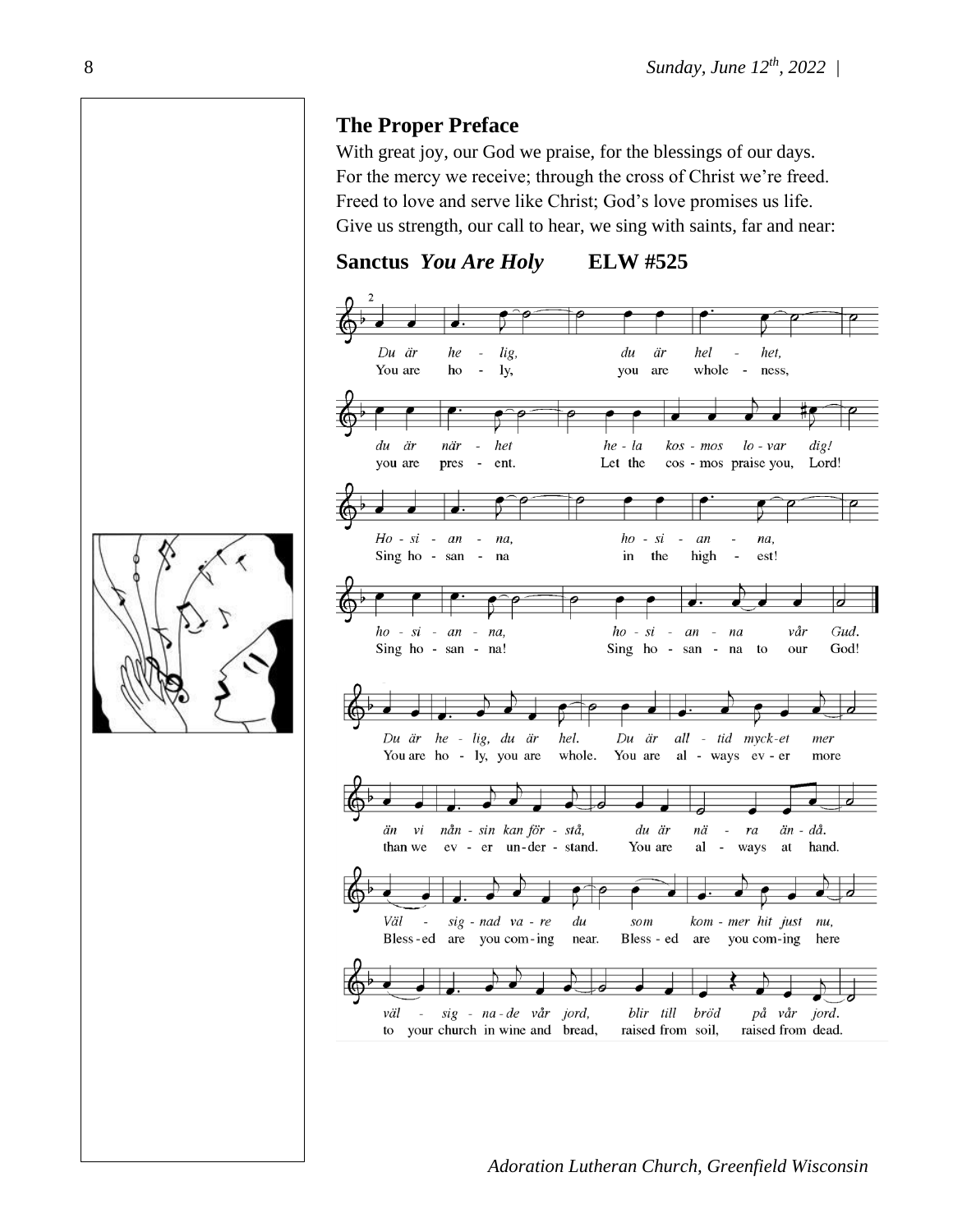## The Proper Preface

With great joy, our God we praise, for the blessings of our days.
For the mercy we receive; through the cross of Christ we're freed.
Freed to love and serve like Christ; God's love promises us life.
Give us strength, our call to hear, we sing with saints, far and near:

## Sanctus *You Are Holy* ELW #525

*Du är helig, du är helhet,*
You are holy, you are wholeness,

*du är närhet hela kosmos lovar dig!*
you are present. Let the cosmos praise you, Lord!

*Hosianna, hosianna,*
Sing hosanna in the highest!

*hosianna, hosianna vår Gud.*
Sing hosanna! Sing hosanna to our God!

*Du är helig, du är hel. Du är alltid mycket mer*
You are holy, you are whole. You are always ever more

*än vi nånsin kan förstå, du är nära ändå.*
than we ever understand. You are always at hand.

*Välsignad vare du som kommer hit just nu,*
Blessed are you coming near. Blessed are you coming here

*välsignade vår jord, blir till bröd på vår jord.*
to your church in wine and bread, raised from soil, raised from dead.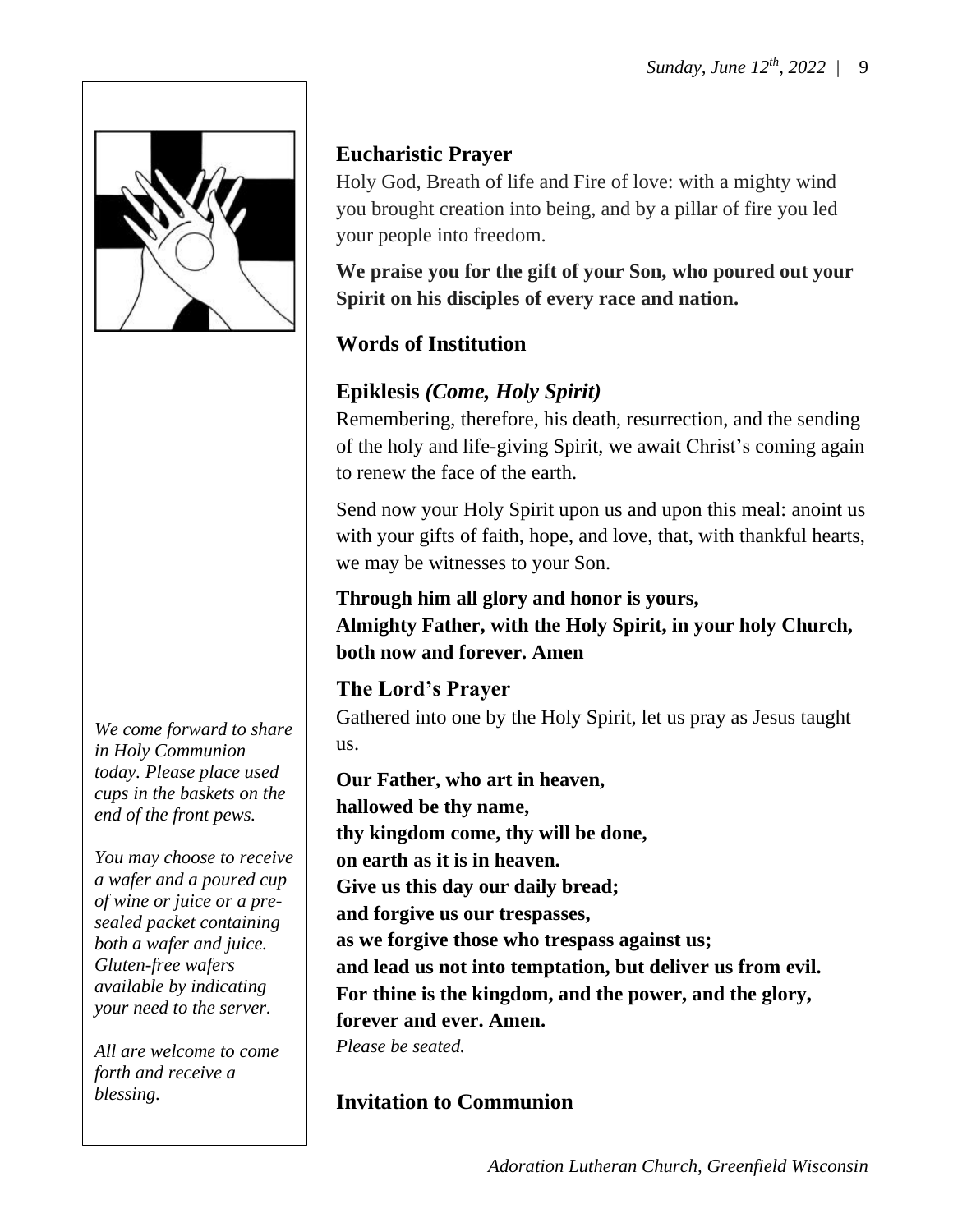## Eucharistic Prayer

Holy God, Breath of life and Fire of love: with a mighty wind you brought creation into being, and by a pillar of fire you led your people into freedom.

**We praise you for the gift of your Son, who poured out your Spirit on his disciples of every race and nation.**

## Words of Institution

## Epiklesis *(Come, Holy Spirit)*

Remembering, therefore, his death, resurrection, and the sending of the holy and life-giving Spirit, we await Christ's coming again to renew the face of the earth.

Send now your Holy Spirit upon us and upon this meal: anoint us with your gifts of faith, hope, and love, that, with thankful hearts, we may be witnesses to your Son.

**Through him all glory and honor is yours,**
**Almighty Father, with the Holy Spirit, in your holy Church, both now and forever. Amen**

## The Lord's Prayer

Gathered into one by the Holy Spirit, let us pray as Jesus taught us.

**Our Father, who art in heaven,**
**hallowed be thy name,**
**thy kingdom come, thy will be done,**
**on earth as it is in heaven.**
**Give us this day our daily bread;**
**and forgive us our trespasses,**
**as we forgive those who trespass against us;**
**and lead us not into temptation, but deliver us from evil.**
**For thine is the kingdom, and the power, and the glory,**
**forever and ever. Amen.**
*Please be seated.*

*We come forward to share in Holy Communion today. Please place used cups in the baskets on the end of the front pews.*

*You may choose to receive a wafer and a poured cup of wine or juice or a pre-sealed packet containing both a wafer and juice. Gluten-free wafers available by indicating your need to the server.*

*All are welcome to come forth and receive a blessing.*

## Invitation to Communion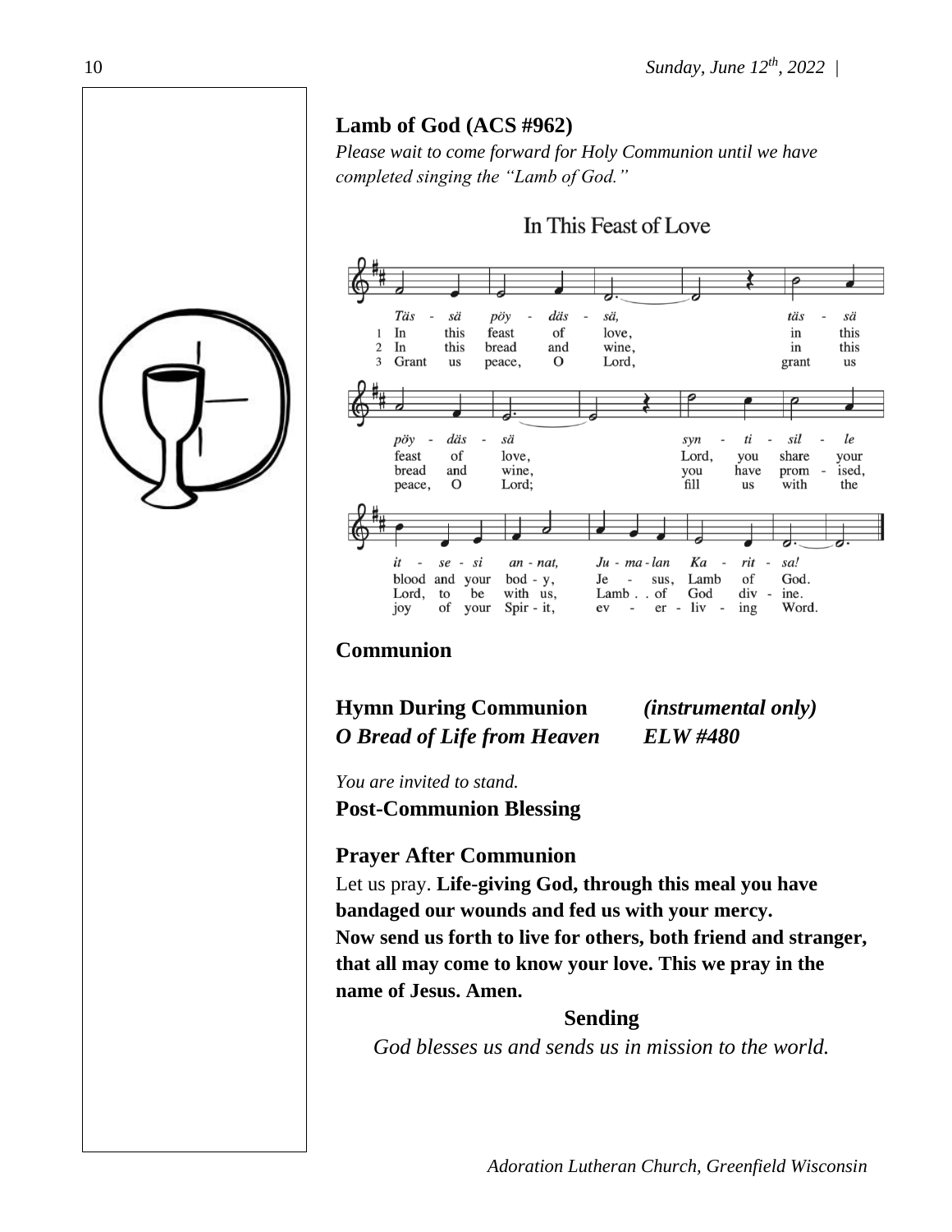**Lamb of God (ACS #962)**

*Please wait to come forward for Holy Communion until we have completed singing the "Lamb of God."*

In This Feast of Love

*Täs - sä pöy - däs - sä, täs - sä pöy - däs - sä syn - ti - sil - le it - se - si an - nat, Ju - ma - lan Ka - rit - sa!*

1. In this feast of love, in this feast of love, Lord, you share your blood and your bod - y, Je - sus, Lamb of God.
2. In this bread and wine, in this bread and wine, you have prom - ised, Lord, to be with us, Lamb . . of God div - ine.
3. Grant us peace, O Lord, grant us peace, O Lord; fill us with the joy of your Spir - it, ev - er - liv - ing Word.

## Communion

**Hymn During Communion** *(instrumental only)*
***O Bread of Life from Heaven*** ***ELW #480***

*You are invited to stand.*

**Post-Communion Blessing**

**Prayer After Communion**

Let us pray. **Life-giving God, through this meal you have bandaged our wounds and fed us with your mercy. Now send us forth to live for others, both friend and stranger, that all may come to know your love. This we pray in the name of Jesus. Amen.**

## Sending

*God blesses us and sends us in mission to the world.*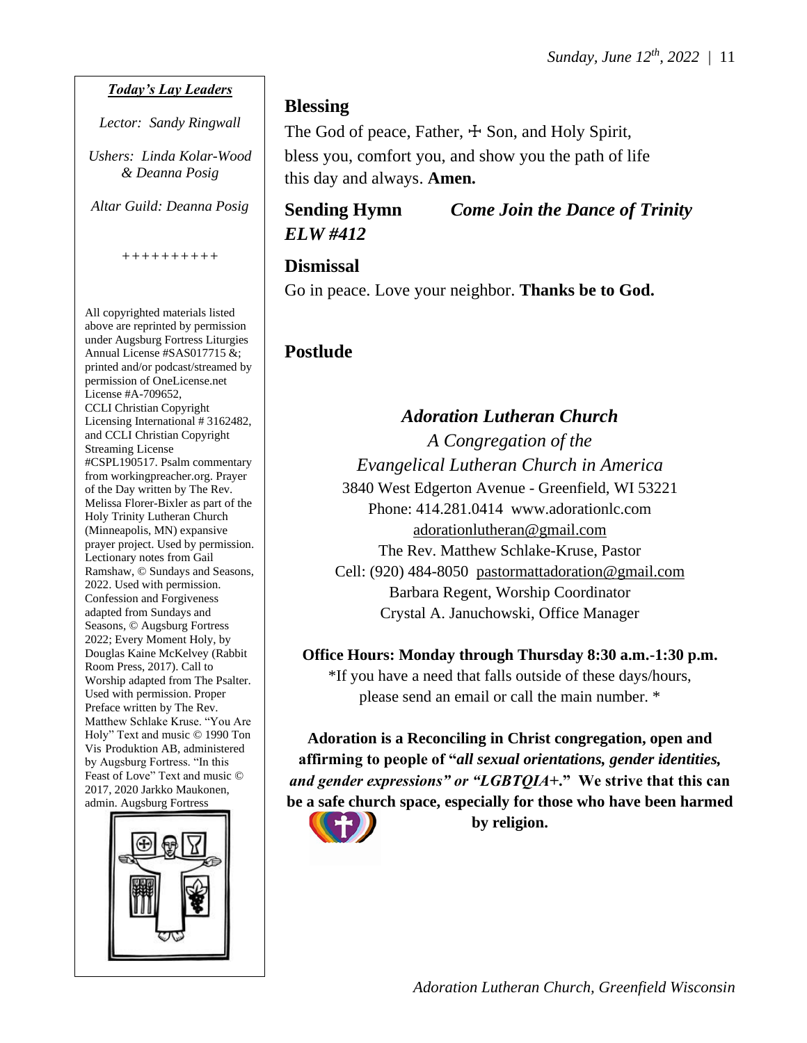***Today's Lay Leaders***

*Lector: Sandy Ringwall*

*Ushers: Linda Kolar-Wood & Deanna Posig*

*Altar Guild: Deanna Posig*

++++++++++

All copyrighted materials listed above are reprinted by permission under Augsburg Fortress Liturgies Annual License #SAS017715 &; printed and/or podcast/streamed by permission of OneLicense.net License #A-709652, CCLI Christian Copyright Licensing International # 3162482, and CCLI Christian Copyright Streaming License #CSPL190517. Psalm commentary from workingpreacher.org. Prayer of the Day written by The Rev. Melissa Florer-Bixler as part of the Holy Trinity Lutheran Church (Minneapolis, MN) expansive prayer project. Used by permission. Lectionary notes from Gail Ramshaw, © Sundays and Seasons, 2022. Used with permission. Confession and Forgiveness adapted from Sundays and Seasons, © Augsburg Fortress 2022; Every Moment Holy, by Douglas Kaine McKelvey (Rabbit Room Press, 2017). Call to Worship adapted from The Psalter. Used with permission. Proper Preface written by The Rev. Matthew Schlake Kruse. "You Are Holy" Text and music © 1990 Ton Vis Produktion AB, administered by Augsburg Fortress. "In this Feast of Love" Text and music © 2017, 2020 Jarkko Maukonen, admin. Augsburg Fortress

## Blessing

The God of peace, Father, ☩ Son, and Holy Spirit,
bless you, comfort you, and show you the path of life
this day and always. **Amen.**

## Sending Hymn *Come Join the Dance of Trinity*
***ELW #412***

## Dismissal

Go in peace. Love your neighbor. **Thanks be to God.**

## Postlude

***Adoration Lutheran Church***

*A Congregation of the*
*Evangelical Lutheran Church in America*
3840 West Edgerton Avenue - Greenfield, WI 53221
Phone: 414.281.0414 www.adorationlc.com
adorationlutheran@gmail.com
The Rev. Matthew Schlake-Kruse, Pastor
Cell: (920) 484-8050 pastormattadoration@gmail.com
Barbara Regent, Worship Coordinator
Crystal A. Januchowski, Office Manager

**Office Hours: Monday through Thursday 8:30 a.m.-1:30 p.m.**
\*If you have a need that falls outside of these days/hours, please send an email or call the main number. \*

**Adoration is a Reconciling in Christ congregation, open and affirming to people of "*all sexual orientations, gender identities, and gender expressions" or "LGBTQIA+*." We strive that this can be a safe church space, especially for those who have been harmed by religion.**